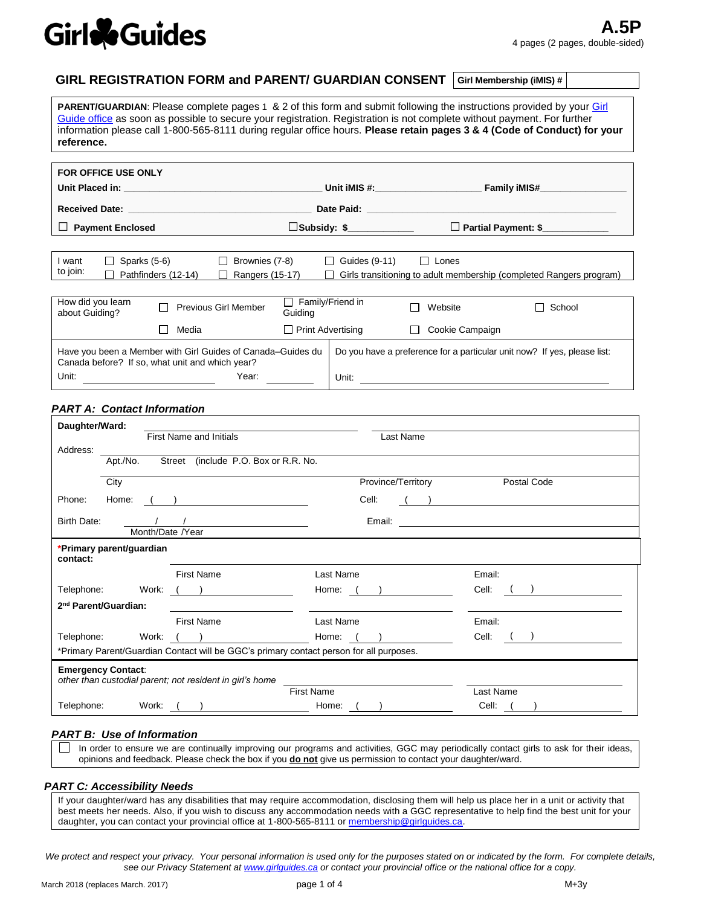**Girl Guides**

# A.5P

4 pages (2 pages, double-sided)

## GIRL REGISTRATION FORM and PARENT/ GUARDIAN CONSENT

**Girl Membership (iMIS) #** ____________

**PARENT/GUARDIAN**: Please complete pages 1 & 2 of this form and submit following the instructions provided by your Girl Guide office as soon as possible to secure your registration. Registration is not complete without payment. For further information please call 1-800-565-8111 during regular office hours. **Please retain pages 3 & 4 (Code of Conduct) for your reference.**

**FOR OFFICE USE ONLY**

**Unit Placed in:** ____________ **Unit iMIS #:** ____________ **Family iMIS#** ____________

**Received Date:** ____________ **Date Paid:** ____________

☐ **Payment Enclosed** ☐**Subsidy: $**____________ ☐ **Partial Payment: $**____________

I want to join: ☐ Sparks (5-6) ☐ Brownies (7-8) ☐ Guides (9-11) ☐ Lones ☐ Pathfinders (12-14) ☐ Rangers (15-17) ☐ Girls transitioning to adult membership (completed Rangers program)

How did you learn about Guiding? ☐ Previous Girl Member ☐ Family/Friend in Guiding ☐ Website ☐ School ☐ Media ☐ Print Advertising ☐ Cookie Campaign

Have you been a Member with Girl Guides of Canada–Guides du Canada before? If so, what unit and which year?
Unit: ____________ Year: ____________

Do you have a preference for a particular unit now? If yes, please list:
Unit: ____________

### *PART A: Contact Information*

**Daughter/Ward:** ____________ ____________
First Name and Initials / Last Name

Address: ____________
Apt./No. Street (include P.O. Box or R.R. No.

____________
City / Province/Territory / Postal Code

Phone: Home: ( ) ____________ Cell: ( ) ____________

Birth Date: ___/___/___ (Month/Date /Year) Email: ____________

**\*Primary parent/guardian contact:** ____________ ____________ ____________
First Name / Last Name / Email:

Telephone: Work: ( ) ____________ Home: ( ) ____________ Cell: ( ) ____________

**2nd Parent/Guardian:** ____________ ____________ ____________
First Name / Last Name / Email:

Telephone: Work: ( ) ____________ Home: ( ) ____________ Cell: ( ) ____________

\*Primary Parent/Guardian Contact will be GGC's primary contact person for all purposes.

**Emergency Contact**:
*other than custodial parent; not resident in girl's home* ____________ ____________
First Name / Last Name

Telephone: Work: ( ) ____________ Home: ( ) ____________ Cell: ( ) ____________

### *PART B: Use of Information*

☐ In order to ensure we are continually improving our programs and activities, GGC may periodically contact girls to ask for their ideas, opinions and feedback. Please check the box if you **do not** give us permission to contact your daughter/ward.

### *PART C: Accessibility Needs*

If your daughter/ward has any disabilities that may require accommodation, disclosing them will help us place her in a unit or activity that best meets her needs. Also, if you wish to discuss any accommodation needs with a GGC representative to help find the best unit for your daughter, you can contact your provincial office at 1-800-565-8111 or membership@girlguides.ca.

*We protect and respect your privacy. Your personal information is used only for the purposes stated on or indicated by the form. For complete details, see our Privacy Statement at www.girlguides.ca or contact your provincial office or the national office for a copy.*

March 2018 (replaces March. 2017) M+3y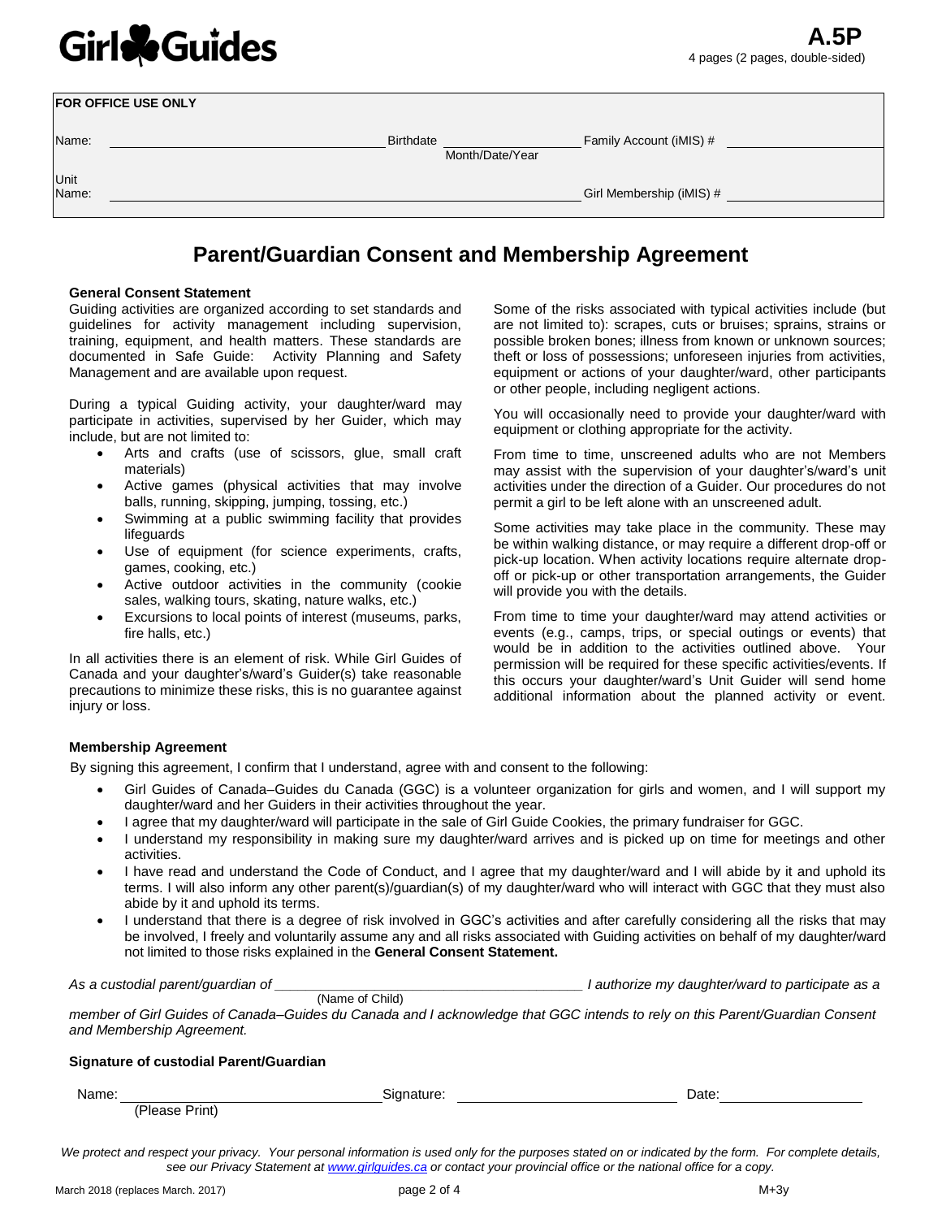Girl Guides

**A.5P**

4 pages (2 pages, double-sided)

| FOR OFFICE USE ONLY | | | |
|---|---|---|---|
| Name: | Birthdate (Month/Date/Year) | Family Account (iMIS) # | |
| Unit Name: | | Girl Membership (iMIS) # | |

# Parent/Guardian Consent and Membership Agreement

**General Consent Statement**

Guiding activities are organized according to set standards and guidelines for activity management including supervision, training, equipment, and health matters. These standards are documented in Safe Guide: Activity Planning and Safety Management and are available upon request.

During a typical Guiding activity, your daughter/ward may participate in activities, supervised by her Guider, which may include, but are not limited to:

- Arts and crafts (use of scissors, glue, small craft materials)
- Active games (physical activities that may involve balls, running, skipping, jumping, tossing, etc.)
- Swimming at a public swimming facility that provides lifeguards
- Use of equipment (for science experiments, crafts, games, cooking, etc.)
- Active outdoor activities in the community (cookie sales, walking tours, skating, nature walks, etc.)
- Excursions to local points of interest (museums, parks, fire halls, etc.)

In all activities there is an element of risk. While Girl Guides of Canada and your daughter's/ward's Guider(s) take reasonable precautions to minimize these risks, this is no guarantee against injury or loss.

Some of the risks associated with typical activities include (but are not limited to): scrapes, cuts or bruises; sprains, strains or possible broken bones; illness from known or unknown sources; theft or loss of possessions; unforeseen injuries from activities, equipment or actions of your daughter/ward, other participants or other people, including negligent actions.

You will occasionally need to provide your daughter/ward with equipment or clothing appropriate for the activity.

From time to time, unscreened adults who are not Members may assist with the supervision of your daughter's/ward's unit activities under the direction of a Guider. Our procedures do not permit a girl to be left alone with an unscreened adult.

Some activities may take place in the community. These may be within walking distance, or may require a different drop-off or pick-up location. When activity locations require alternate drop-off or pick-up or other transportation arrangements, the Guider will provide you with the details.

From time to time your daughter/ward may attend activities or events (e.g., camps, trips, or special outings or events) that would be in addition to the activities outlined above. Your permission will be required for these specific activities/events. If this occurs your daughter/ward's Unit Guider will send home additional information about the planned activity or event.

**Membership Agreement**

By signing this agreement, I confirm that I understand, agree with and consent to the following:

- Girl Guides of Canada–Guides du Canada (GGC) is a volunteer organization for girls and women, and I will support my daughter/ward and her Guiders in their activities throughout the year.
- I agree that my daughter/ward will participate in the sale of Girl Guide Cookies, the primary fundraiser for GGC.
- I understand my responsibility in making sure my daughter/ward arrives and is picked up on time for meetings and other activities.
- I have read and understand the Code of Conduct, and I agree that my daughter/ward and I will abide by it and uphold its terms. I will also inform any other parent(s)/guardian(s) of my daughter/ward who will interact with GGC that they must also abide by it and uphold its terms.
- I understand that there is a degree of risk involved in GGC's activities and after carefully considering all the risks that may be involved, I freely and voluntarily assume any and all risks associated with Guiding activities on behalf of my daughter/ward not limited to those risks explained in the **General Consent Statement.**

*As a custodial parent/guardian of* ______________________ (Name of Child) *I authorize my daughter/ward to participate as a member of Girl Guides of Canada–Guides du Canada and I acknowledge that GGC intends to rely on this Parent/Guardian Consent and Membership Agreement.*

**Signature of custodial Parent/Guardian**

Name: ______________________ (Please Print) Signature: ______________________ Date: ______________

*We protect and respect your privacy. Your personal information is used only for the purposes stated on or indicated by the form. For complete details, see our Privacy Statement at www.girlguides.ca or contact your provincial office or the national office for a copy.*

March 2018 (replaces March. 2017) M+3y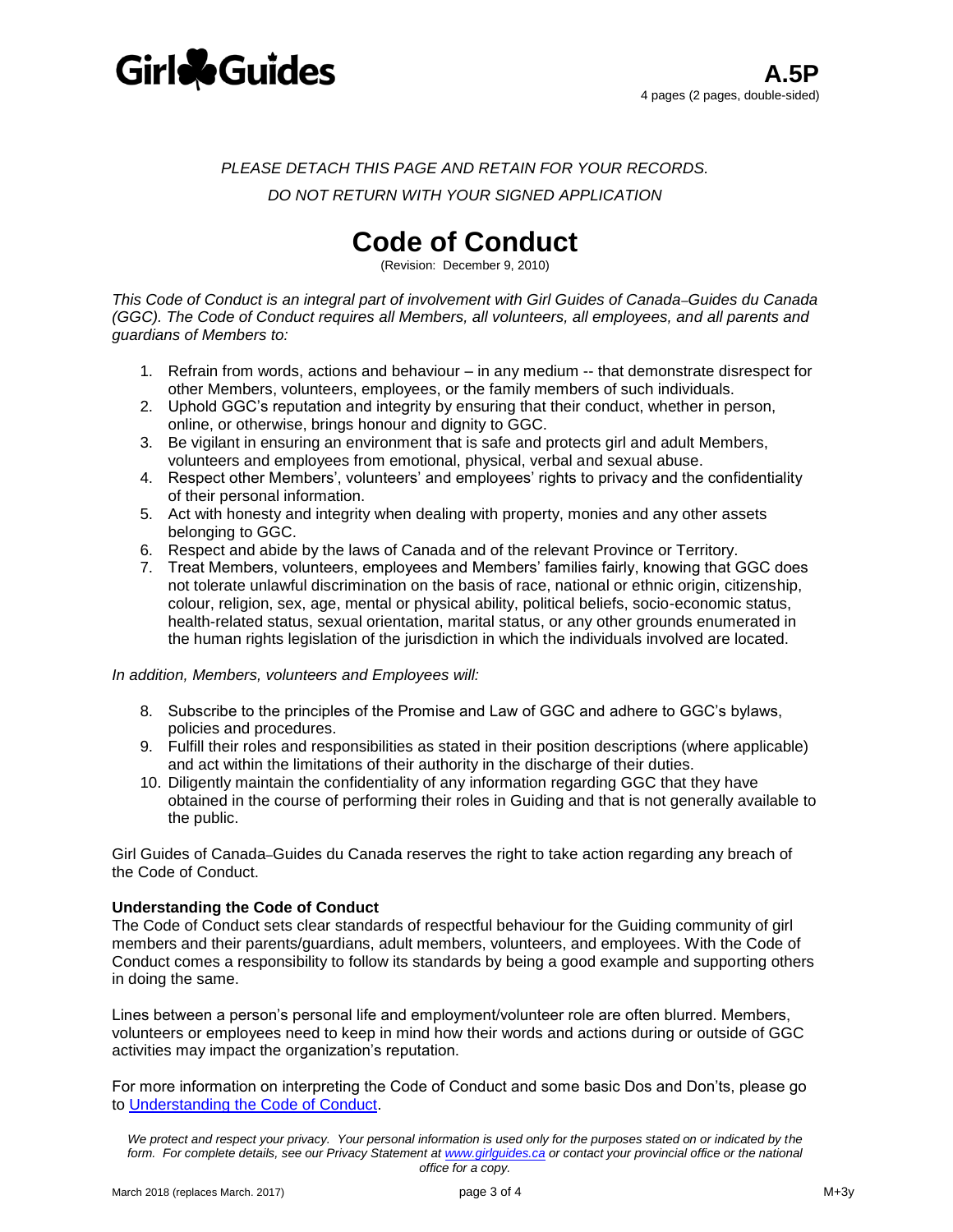Girl Guides

**A.5P**
4 pages (2 pages, double-sided)

*PLEASE DETACH THIS PAGE AND RETAIN FOR YOUR RECORDS.*

*DO NOT RETURN WITH YOUR SIGNED APPLICATION*

# Code of Conduct

(Revision: December 9, 2010)

*This Code of Conduct is an integral part of involvement with Girl Guides of Canada‒Guides du Canada (GGC). The Code of Conduct requires all Members, all volunteers, all employees, and all parents and guardians of Members to:*

1. Refrain from words, actions and behaviour – in any medium -- that demonstrate disrespect for other Members, volunteers, employees, or the family members of such individuals.
2. Uphold GGC's reputation and integrity by ensuring that their conduct, whether in person, online, or otherwise, brings honour and dignity to GGC.
3. Be vigilant in ensuring an environment that is safe and protects girl and adult Members, volunteers and employees from emotional, physical, verbal and sexual abuse.
4. Respect other Members', volunteers' and employees' rights to privacy and the confidentiality of their personal information.
5. Act with honesty and integrity when dealing with property, monies and any other assets belonging to GGC.
6. Respect and abide by the laws of Canada and of the relevant Province or Territory.
7. Treat Members, volunteers, employees and Members' families fairly, knowing that GGC does not tolerate unlawful discrimination on the basis of race, national or ethnic origin, citizenship, colour, religion, sex, age, mental or physical ability, political beliefs, socio-economic status, health-related status, sexual orientation, marital status, or any other grounds enumerated in the human rights legislation of the jurisdiction in which the individuals involved are located.

*In addition, Members, volunteers and Employees will:*

8. Subscribe to the principles of the Promise and Law of GGC and adhere to GGC's bylaws, policies and procedures.
9. Fulfill their roles and responsibilities as stated in their position descriptions (where applicable) and act within the limitations of their authority in the discharge of their duties.
10. Diligently maintain the confidentiality of any information regarding GGC that they have obtained in the course of performing their roles in Guiding and that is not generally available to the public.

Girl Guides of Canada‒Guides du Canada reserves the right to take action regarding any breach of the Code of Conduct.

**Understanding the Code of Conduct**

The Code of Conduct sets clear standards of respectful behaviour for the Guiding community of girl members and their parents/guardians, adult members, volunteers, and employees. With the Code of Conduct comes a responsibility to follow its standards by being a good example and supporting others in doing the same.

Lines between a person's personal life and employment/volunteer role are often blurred. Members, volunteers or employees need to keep in mind how their words and actions during or outside of GGC activities may impact the organization's reputation.

For more information on interpreting the Code of Conduct and some basic Dos and Don'ts, please go to Understanding the Code of Conduct.

*We protect and respect your privacy. Your personal information is used only for the purposes stated on or indicated by the form. For complete details, see our Privacy Statement at www.girlguides.ca or contact your provincial office or the national office for a copy.*

March 2018 (replaces March. 2017) M+3y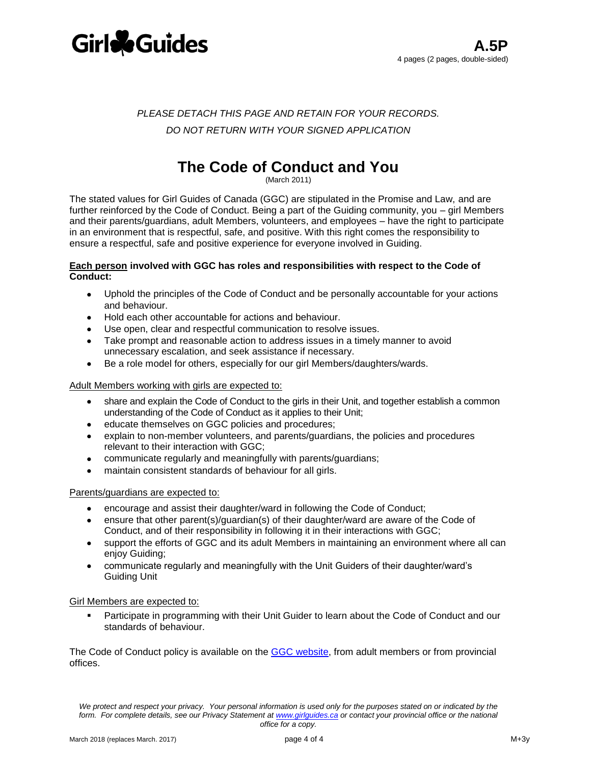Girl Guides

**A.5P**
4 pages (2 pages, double-sided)

*PLEASE DETACH THIS PAGE AND RETAIN FOR YOUR RECORDS.*
*DO NOT RETURN WITH YOUR SIGNED APPLICATION*

# The Code of Conduct and You

(March 2011)

The stated values for Girl Guides of Canada (GGC) are stipulated in the Promise and Law, and are further reinforced by the Code of Conduct. Being a part of the Guiding community, you – girl Members and their parents/guardians, adult Members, volunteers, and employees – have the right to participate in an environment that is respectful, safe, and positive. With this right comes the responsibility to ensure a respectful, safe and positive experience for everyone involved in Guiding.

**Each person involved with GGC has roles and responsibilities with respect to the Code of Conduct:**

- Uphold the principles of the Code of Conduct and be personally accountable for your actions and behaviour.
- Hold each other accountable for actions and behaviour.
- Use open, clear and respectful communication to resolve issues.
- Take prompt and reasonable action to address issues in a timely manner to avoid unnecessary escalation, and seek assistance if necessary.
- Be a role model for others, especially for our girl Members/daughters/wards.

Adult Members working with girls are expected to:

- share and explain the Code of Conduct to the girls in their Unit, and together establish a common understanding of the Code of Conduct as it applies to their Unit;
- educate themselves on GGC policies and procedures;
- explain to non-member volunteers, and parents/guardians, the policies and procedures relevant to their interaction with GGC;
- communicate regularly and meaningfully with parents/guardians;
- maintain consistent standards of behaviour for all girls.

Parents/guardians are expected to:

- encourage and assist their daughter/ward in following the Code of Conduct;
- ensure that other parent(s)/guardian(s) of their daughter/ward are aware of the Code of Conduct, and of their responsibility in following it in their interactions with GGC;
- support the efforts of GGC and its adult Members in maintaining an environment where all can enjoy Guiding;
- communicate regularly and meaningfully with the Unit Guiders of their daughter/ward's Guiding Unit

Girl Members are expected to:

- Participate in programming with their Unit Guider to learn about the Code of Conduct and our standards of behaviour.

The Code of Conduct policy is available on the GGC website, from adult members or from provincial offices.

*We protect and respect your privacy. Your personal information is used only for the purposes stated on or indicated by the form. For complete details, see our Privacy Statement at www.girlguides.ca or contact your provincial office or the national office for a copy.*

March 2018 (replaces March. 2017) M+3y